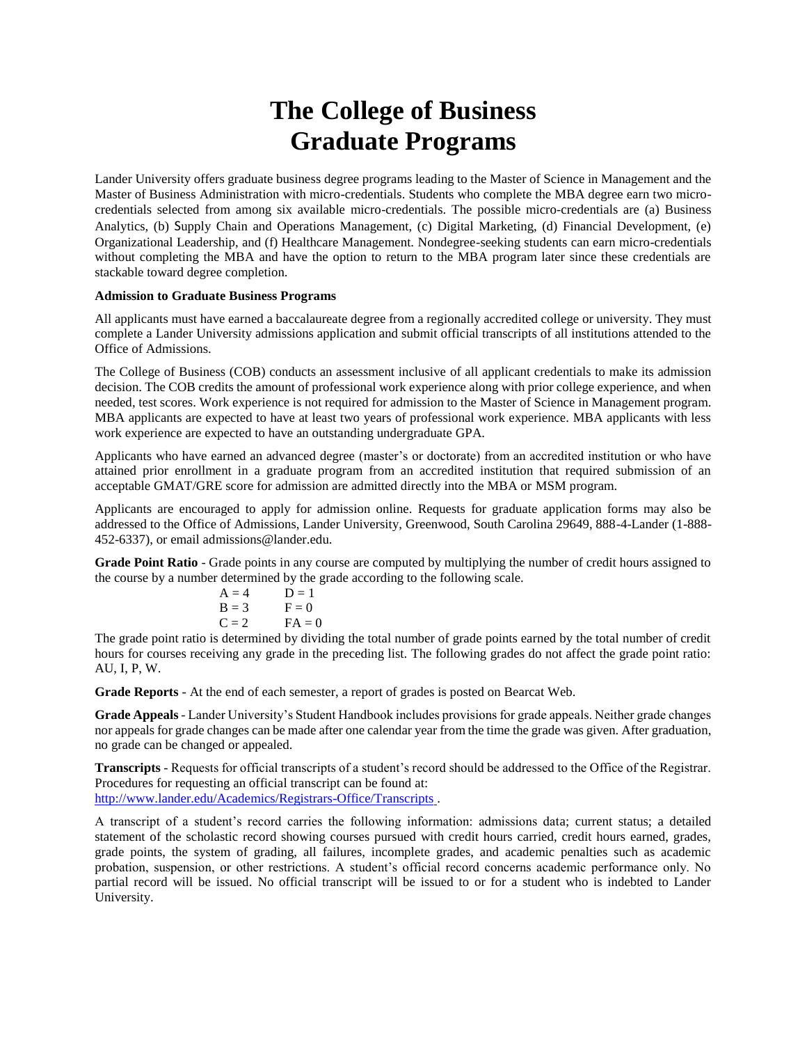# The College of Business Graduate Programs

Lander University offers graduate business degree programs leading to the Master of Science in Management and the Master of Business Administration with micro-credentials. Students who complete the MBA degree earn two micro-credentials selected from among six available micro-credentials. The possible micro-credentials are (a) Business Analytics, (b) Supply Chain and Operations Management, (c) Digital Marketing, (d) Financial Development, (e) Organizational Leadership, and (f) Healthcare Management. Nondegree-seeking students can earn micro-credentials without completing the MBA and have the option to return to the MBA program later since these credentials are stackable toward degree completion.

**Admission to Graduate Business Programs**

All applicants must have earned a baccalaureate degree from a regionally accredited college or university. They must complete a Lander University admissions application and submit official transcripts of all institutions attended to the Office of Admissions.

The College of Business (COB) conducts an assessment inclusive of all applicant credentials to make its admission decision. The COB credits the amount of professional work experience along with prior college experience, and when needed, test scores. Work experience is not required for admission to the Master of Science in Management program. MBA applicants are expected to have at least two years of professional work experience. MBA applicants with less work experience are expected to have an outstanding undergraduate GPA.

Applicants who have earned an advanced degree (master's or doctorate) from an accredited institution or who have attained prior enrollment in a graduate program from an accredited institution that required submission of an acceptable GMAT/GRE score for admission are admitted directly into the MBA or MSM program.

Applicants are encouraged to apply for admission online. Requests for graduate application forms may also be addressed to the Office of Admissions, Lander University, Greenwood, South Carolina 29649, 888-4-Lander (1-888-452-6337), or email admissions@lander.edu.

**Grade Point Ratio** - Grade points in any course are computed by multiplying the number of credit hours assigned to the course by a number determined by the grade according to the following scale.

| | |
|---|---|
| A = 4 | D = 1 |
| B = 3 | F = 0 |
| C = 2 | FA = 0 |

The grade point ratio is determined by dividing the total number of grade points earned by the total number of credit hours for courses receiving any grade in the preceding list. The following grades do not affect the grade point ratio: AU, I, P, W.

**Grade Reports** - At the end of each semester, a report of grades is posted on Bearcat Web.

**Grade Appeals** - Lander University's Student Handbook includes provisions for grade appeals. Neither grade changes nor appeals for grade changes can be made after one calendar year from the time the grade was given. After graduation, no grade can be changed or appealed.

**Transcripts** - Requests for official transcripts of a student's record should be addressed to the Office of the Registrar. Procedures for requesting an official transcript can be found at: http://www.lander.edu/Academics/Registrars-Office/Transcripts .

A transcript of a student's record carries the following information: admissions data; current status; a detailed statement of the scholastic record showing courses pursued with credit hours carried, credit hours earned, grades, grade points, the system of grading, all failures, incomplete grades, and academic penalties such as academic probation, suspension, or other restrictions. A student's official record concerns academic performance only. No partial record will be issued. No official transcript will be issued to or for a student who is indebted to Lander University.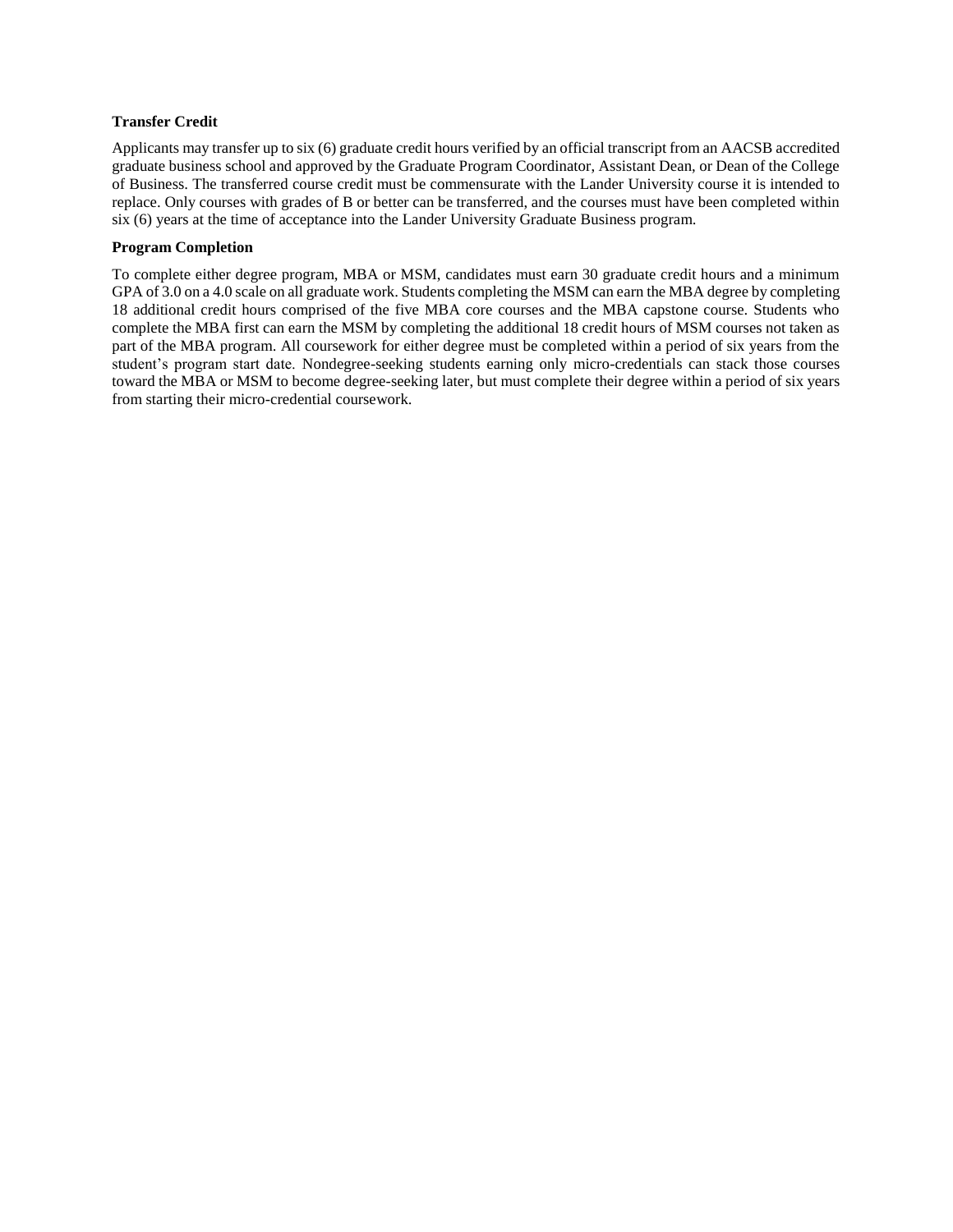**Transfer Credit**

Applicants may transfer up to six (6) graduate credit hours verified by an official transcript from an AACSB accredited graduate business school and approved by the Graduate Program Coordinator, Assistant Dean, or Dean of the College of Business. The transferred course credit must be commensurate with the Lander University course it is intended to replace. Only courses with grades of B or better can be transferred, and the courses must have been completed within six (6) years at the time of acceptance into the Lander University Graduate Business program.

**Program Completion**

To complete either degree program, MBA or MSM, candidates must earn 30 graduate credit hours and a minimum GPA of 3.0 on a 4.0 scale on all graduate work. Students completing the MSM can earn the MBA degree by completing 18 additional credit hours comprised of the five MBA core courses and the MBA capstone course. Students who complete the MBA first can earn the MSM by completing the additional 18 credit hours of MSM courses not taken as part of the MBA program. All coursework for either degree must be completed within a period of six years from the student's program start date. Nondegree-seeking students earning only micro-credentials can stack those courses toward the MBA or MSM to become degree-seeking later, but must complete their degree within a period of six years from starting their micro-credential coursework.